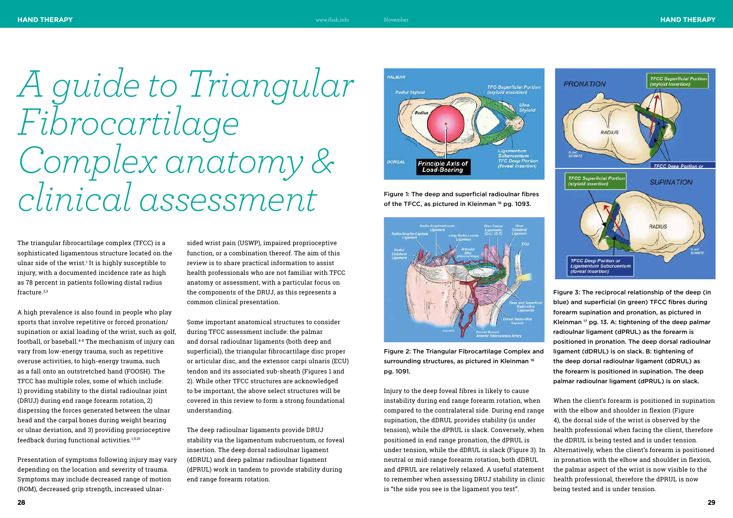# A guide to Triangular Fibrocartilage Complex anatomy & clinical assessment

The triangular fibrocartilage complex (TFCC) is a sophisticated ligamentous structure located on the ulnar side of the wrist.[1] It is highly susceptible to injury, with a documented incidence rate as high as 78 percent in patients following distal radius fracture.[2,3]

A high prevalence is also found in people who play sports that involve repetitive or forced pronation/supination or axial loading of the wrist, such as golf, football, or baseball.[4-8] The mechanism of injury can vary from low-energy trauma, such as repetitive overuse activities, to high-energy trauma, such as a fall onto an outstretched hand (FOOSH). The TFCC has multiple roles, some of which include: 1) providing stability to the distal radioulnar joint (DRUJ) during end range forearm rotation, 2) dispersing the forces generated between the ulnar head and the carpal bones during weight bearing or ulnar deviation, and 3) providing proprioceptive feedback during functional activities.[1,9,10]

Presentation of symptoms following injury may vary depending on the location and severity of trauma. Symptoms may include decreased range of motion (ROM), decreased grip strength, increased ulnar-sided wrist pain (USWP), impaired proprioceptive function, or a combination thereof. The aim of this review is to share practical information to assist health professionals who are not familiar with TFCC anatomy or assessment, with a particular focus on the components of the DRUJ, as this represents a common clinical presentation.

Some important anatomical structures to consider during TFCC assessment include: the palmar and dorsal radioulnar ligaments (both deep and superficial), the triangular fibrocartilage disc proper or articular disc, and the extensor carpi ulnaris (ECU) tendon and its associated sub-sheath (Figures 1 and 2). While other TFCC structures are acknowledged to be important, the above select structures will be covered in this review to form a strong foundational understanding.

The deep radioulnar ligaments provide DRUJ stability via the ligamentum subcruentum, or foveal insertion. The deep dorsal radioulnar ligament (dDRUL) and deep palmar radioulnar ligament (dPRUL) work in tandem to provide stability during end range forearm rotation.

Figure 1: The deep and superficial radioulnar fibres of the TFCC, as pictured in Kleinman [16] pg. 1093.

Figure 2: The Triangular Fibrocartilage Complex and surrounding structures, as pictured in Kleinman [16] pg. 1091.

Injury to the deep foveal fibres is likely to cause instability during end range forearm rotation, when compared to the contralateral side. During end range supination, the dDRUL provides stability (is under tension), while the dPRUL is slack. Conversely, when positioned in end range pronation, the dPRUL is under tension, while the dDRUL is slack (Figure 3). In neutral or mid-range forearm rotation, both dDRUL and dPRUL are relatively relaxed. A useful statement to remember when assessing DRUJ stability in clinic is "the side you see is the ligament you test".

Figure 3: The reciprocal relationship of the deep (in blue) and superficial (in green) TFCC fibres during forearm supination and pronation, as pictured in Kleinman [17] pg. 13. A: tightening of the deep palmar radioulnar ligament (dPRUL) as the forearm is positioned in pronation. The deep dorsal radioulnar ligament (dDRUL) is on slack. B: tightening of the deep dorsal radioulnar ligament (dDRUL) as the forearm is positioned in supination. The deep palmar radioulnar ligament (dPRUL) is on slack.

When the client's forearm is positioned in supination with the elbow and shoulder in flexion (Figure 4), the dorsal side of the wrist is observed by the health professional when facing the client, therefore the dDRUL is being tested and is under tension. Alternatively, when the client's forearm is positioned in pronation with the elbow and shoulder in flexion, the palmar aspect of the wrist is now visible to the health professional, therefore the dPRUL is now being tested and is under tension.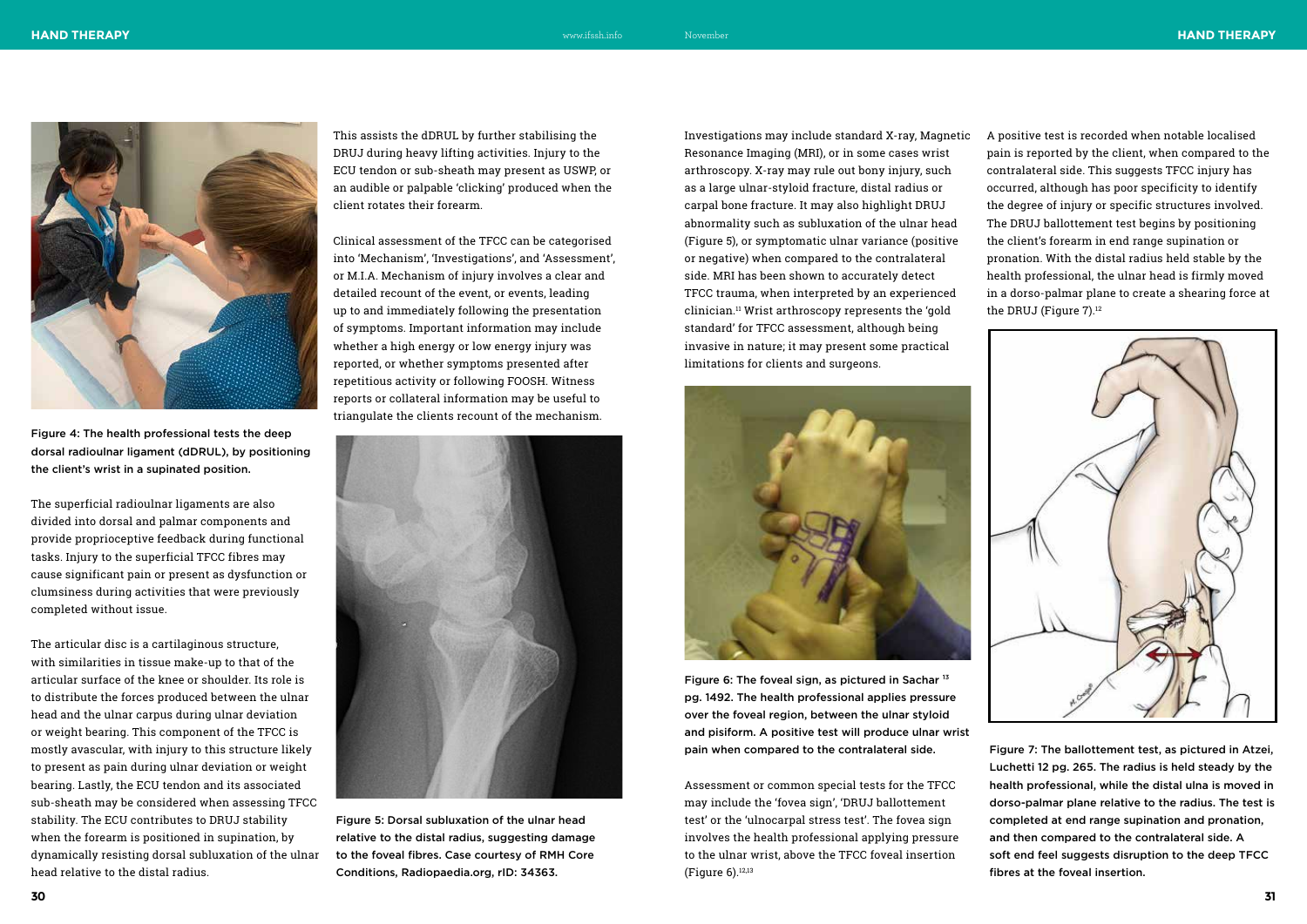Figure 4: The health professional tests the deep dorsal radioulnar ligament (dDRUL), by positioning the client's wrist in a supinated position.

The superficial radioulnar ligaments are also divided into dorsal and palmar components and provide proprioceptive feedback during functional tasks. Injury to the superficial TFCC fibres may cause significant pain or present as dysfunction or clumsiness during activities that were previously completed without issue.

The articular disc is a cartilaginous structure, with similarities in tissue make-up to that of the articular surface of the knee or shoulder. Its role is to distribute the forces produced between the ulnar head and the ulnar carpus during ulnar deviation or weight bearing. This component of the TFCC is mostly avascular, with injury to this structure likely to present as pain during ulnar deviation or weight bearing. Lastly, the ECU tendon and its associated sub-sheath may be considered when assessing TFCC stability. The ECU contributes to DRUJ stability when the forearm is positioned in supination, by dynamically resisting dorsal subluxation of the ulnar head relative to the distal radius. This assists the dDRUL by further stabilising the DRUJ during heavy lifting activities. Injury to the ECU tendon or sub-sheath may present as USWP, or an audible or palpable 'clicking' produced when the client rotates their forearm.

Clinical assessment of the TFCC can be categorised into 'Mechanism', 'Investigations', and 'Assessment', or M.I.A. Mechanism of injury involves a clear and detailed recount of the event, or events, leading up to and immediately following the presentation of symptoms. Important information may include whether a high energy or low energy injury was reported, or whether symptoms presented after repetitious activity or following FOOSH. Witness reports or collateral information may be useful to triangulate the clients recount of the mechanism.

Figure 5: Dorsal subluxation of the ulnar head relative to the distal radius, suggesting damage to the foveal fibres. Case courtesy of RMH Core Conditions, Radiopaedia.org, rID: 34363.

Investigations may include standard X-ray, Magnetic Resonance Imaging (MRI), or in some cases wrist arthroscopy. X-ray may rule out bony injury, such as a large ulnar-styloid fracture, distal radius or carpal bone fracture. It may also highlight DRUJ abnormality such as subluxation of the ulnar head (Figure 5), or symptomatic ulnar variance (positive or negative) when compared to the contralateral side. MRI has been shown to accurately detect TFCC trauma, when interpreted by an experienced clinician.[11] Wrist arthroscopy represents the 'gold standard' for TFCC assessment, although being invasive in nature; it may present some practical limitations for clients and surgeons.

Figure 6: The foveal sign, as pictured in Sachar [13] pg. 1492. The health professional applies pressure over the foveal region, between the ulnar styloid and pisiform. A positive test will produce ulnar wrist pain when compared to the contralateral side.

Assessment or common special tests for the TFCC may include the 'fovea sign', 'DRUJ ballottement test' or the 'ulnocarpal stress test'. The fovea sign involves the health professional applying pressure to the ulnar wrist, above the TFCC foveal insertion (Figure 6).[12,13] A positive test is recorded when notable localised pain is reported by the client, when compared to the contralateral side. This suggests TFCC injury has occurred, although has poor specificity to identify the degree of injury or specific structures involved. The DRUJ ballottement test begins by positioning the client's forearm in end range supination or pronation. With the distal radius held stable by the health professional, the ulnar head is firmly moved in a dorso-palmar plane to create a shearing force at the DRUJ (Figure 7).[12]

Figure 7: The ballottement test, as pictured in Atzei, Luchetti 12 pg. 265. The radius is held steady by the health professional, while the distal ulna is moved in dorso-palmar plane relative to the radius. The test is completed at end range supination and pronation, and then compared to the contralateral side. A soft end feel suggests disruption to the deep TFCC fibres at the foveal insertion.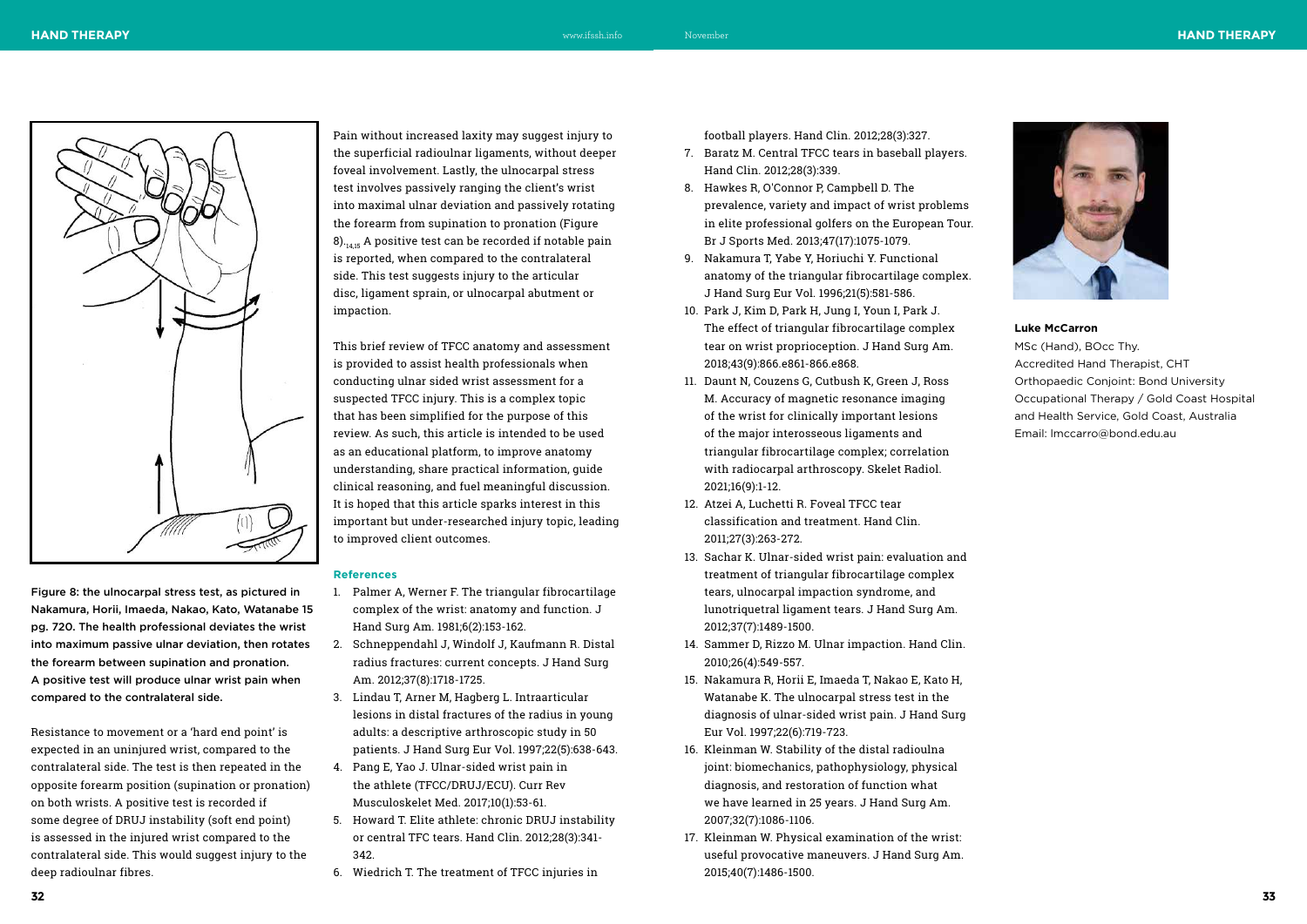Figure 8: the ulnocarpal stress test, as pictured in Nakamura, Horii, Imaeda, Nakao, Kato, Watanabe 15 pg. 720. The health professional deviates the wrist into maximum passive ulnar deviation, then rotates the forearm between supination and pronation. A positive test will produce ulnar wrist pain when compared to the contralateral side.

Resistance to movement or a 'hard end point' is expected in an uninjured wrist, compared to the contralateral side. The test is then repeated in the opposite forearm position (supination or pronation) on both wrists. A positive test is recorded if some degree of DRUJ instability (soft end point) is assessed in the injured wrist compared to the contralateral side. This would suggest injury to the deep radioulnar fibres.

Pain without increased laxity may suggest injury to the superficial radioulnar ligaments, without deeper foveal involvement. Lastly, the ulnocarpal stress test involves passively ranging the client's wrist into maximal ulnar deviation and passively rotating the forearm from supination to pronation (Figure 8).[14,15] A positive test can be recorded if notable pain is reported, when compared to the contralateral side. This test suggests injury to the articular disc, ligament sprain, or ulnocarpal abutment or impaction.

This brief review of TFCC anatomy and assessment is provided to assist health professionals when conducting ulnar sided wrist assessment for a suspected TFCC injury. This is a complex topic that has been simplified for the purpose of this review. As such, this article is intended to be used as an educational platform, to improve anatomy understanding, share practical information, guide clinical reasoning, and fuel meaningful discussion. It is hoped that this article sparks interest in this important but under-researched injury topic, leading to improved client outcomes.

### References

1. Palmer A, Werner F. The triangular fibrocartilage complex of the wrist: anatomy and function. J Hand Surg Am. 1981;6(2):153-162.
2. Schneppendahl J, Windolf J, Kaufmann R. Distal radius fractures: current concepts. J Hand Surg Am. 2012;37(8):1718-1725.
3. Lindau T, Arner M, Hagberg L. Intraarticular lesions in distal fractures of the radius in young adults: a descriptive arthroscopic study in 50 patients. J Hand Surg Eur Vol. 1997;22(5):638-643.
4. Pang E, Yao J. Ulnar-sided wrist pain in the athlete (TFCC/DRUJ/ECU). Curr Rev Musculoskelet Med. 2017;10(1):53-61.
5. Howard T. Elite athlete: chronic DRUJ instability or central TFC tears. Hand Clin. 2012;28(3):341-342.
6. Wiedrich T. The treatment of TFCC injuries in football players. Hand Clin. 2012;28(3):327.
7. Baratz M. Central TFCC tears in baseball players. Hand Clin. 2012;28(3):339.
8. Hawkes R, O'Connor P, Campbell D. The prevalence, variety and impact of wrist problems in elite professional golfers on the European Tour. Br J Sports Med. 2013;47(17):1075-1079.
9. Nakamura T, Yabe Y, Horiuchi Y. Functional anatomy of the triangular fibrocartilage complex. J Hand Surg Eur Vol. 1996;21(5):581-586.
10. Park J, Kim D, Park H, Jung I, Youn I, Park J. The effect of triangular fibrocartilage complex tear on wrist proprioception. J Hand Surg Am. 2018;43(9):866.e861-866.e868.
11. Daunt N, Couzens G, Cutbush K, Green J, Ross M. Accuracy of magnetic resonance imaging of the wrist for clinically important lesions of the major interosseous ligaments and triangular fibrocartilage complex; correlation with radiocarpal arthroscopy. Skelet Radiol. 2021;16(9):1-12.
12. Atzei A, Luchetti R. Foveal TFCC tear classification and treatment. Hand Clin. 2011;27(3):263-272.
13. Sachar K. Ulnar-sided wrist pain: evaluation and treatment of triangular fibrocartilage complex tears, ulnocarpal impaction syndrome, and lunotriquetral ligament tears. J Hand Surg Am. 2012;37(7):1489-1500.
14. Sammer D, Rizzo M. Ulnar impaction. Hand Clin. 2010;26(4):549-557.
15. Nakamura R, Horii E, Imaeda T, Nakao E, Kato H, Watanabe K. The ulnocarpal stress test in the diagnosis of ulnar-sided wrist pain. J Hand Surg Eur Vol. 1997;22(6):719-723.
16. Kleinman W. Stability of the distal radioulna joint: biomechanics, pathophysiology, physical diagnosis, and restoration of function what we have learned in 25 years. J Hand Surg Am. 2007;32(7):1086-1106.
17. Kleinman W. Physical examination of the wrist: useful provocative maneuvers. J Hand Surg Am. 2015;40(7):1486-1500.

**Luke McCarron**
MSc (Hand), BOcc Thy.
Accredited Hand Therapist, CHT
Orthopaedic Conjoint: Bond University
Occupational Therapy / Gold Coast Hospital and Health Service, Gold Coast, Australia
Email: lmccarro@bond.edu.au